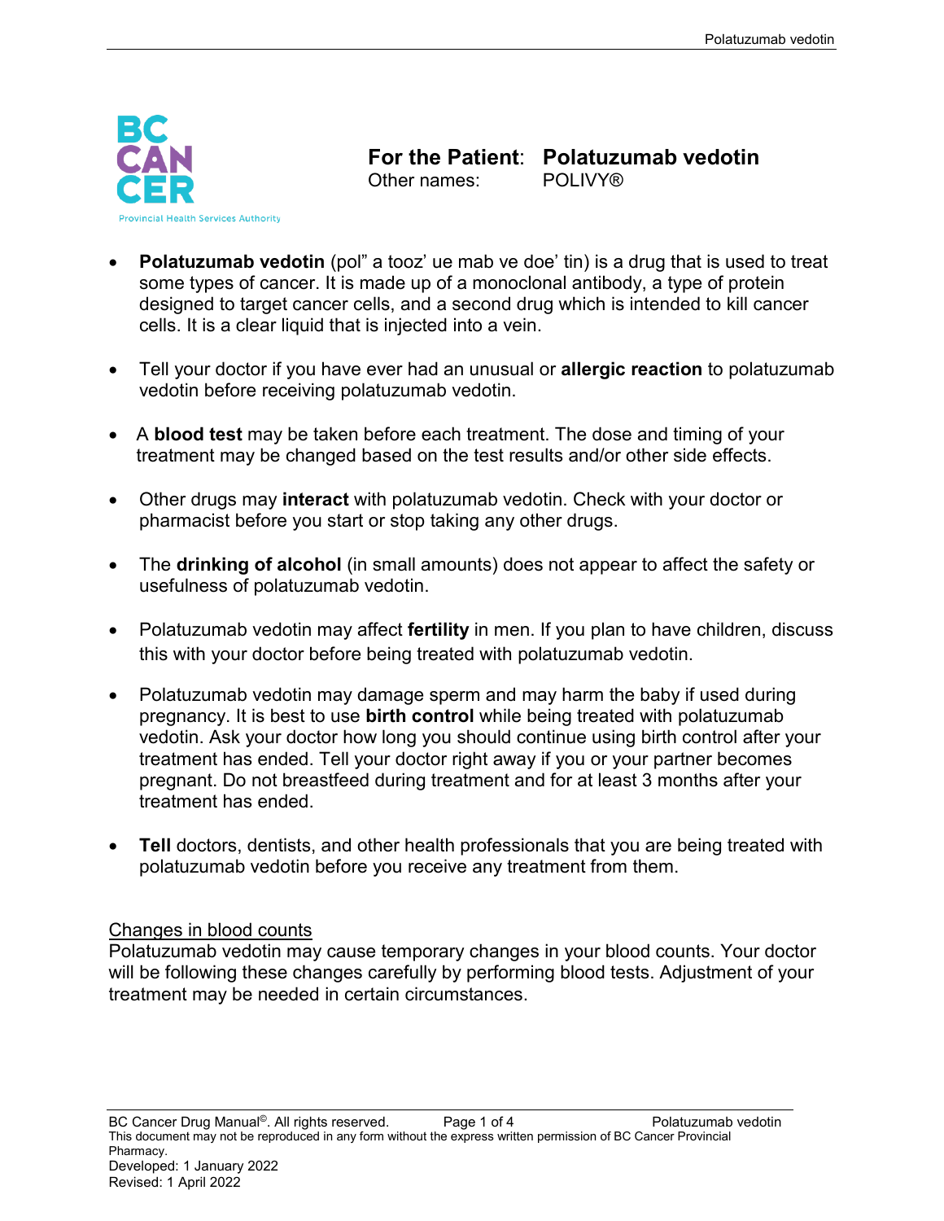# For the Patient: Polatuzumab vedotin

Other names: POLIVY®

- **Polatuzumab vedotin** (pol" a tooz' ue mab ve doe' tin) is a drug that is used to treat some types of cancer. It is made up of a monoclonal antibody, a type of protein designed to target cancer cells, and a second drug which is intended to kill cancer cells. It is a clear liquid that is injected into a vein.

- Tell your doctor if you have ever had an unusual or **allergic reaction** to polatuzumab vedotin before receiving polatuzumab vedotin.

- A **blood test** may be taken before each treatment. The dose and timing of your treatment may be changed based on the test results and/or other side effects.

- Other drugs may **interact** with polatuzumab vedotin. Check with your doctor or pharmacist before you start or stop taking any other drugs.

- The **drinking of alcohol** (in small amounts) does not appear to affect the safety or usefulness of polatuzumab vedotin.

- Polatuzumab vedotin may affect **fertility** in men. If you plan to have children, discuss this with your doctor before being treated with polatuzumab vedotin.

- Polatuzumab vedotin may damage sperm and may harm the baby if used during pregnancy. It is best to use **birth control** while being treated with polatuzumab vedotin. Ask your doctor how long you should continue using birth control after your treatment has ended. Tell your doctor right away if you or your partner becomes pregnant. Do not breastfeed during treatment and for at least 3 months after your treatment has ended.

- **Tell** doctors, dentists, and other health professionals that you are being treated with polatuzumab vedotin before you receive any treatment from them.

## Changes in blood counts

Polatuzumab vedotin may cause temporary changes in your blood counts. Your doctor will be following these changes carefully by performing blood tests. Adjustment of your treatment may be needed in certain circumstances.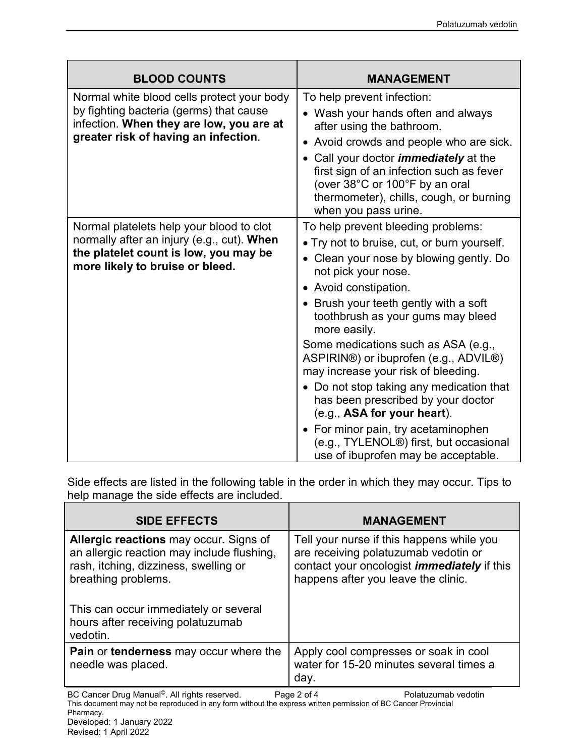| BLOOD COUNTS | MANAGEMENT |
|---|---|
| Normal white blood cells protect your body by fighting bacteria (germs) that cause infection. **When they are low, you are at greater risk of having an infection**. | To help prevent infection:<br>• Wash your hands often and always after using the bathroom.<br>• Avoid crowds and people who are sick.<br>• Call your doctor ***immediately*** at the first sign of an infection such as fever (over 38°C or 100°F by an oral thermometer), chills, cough, or burning when you pass urine. |
| Normal platelets help your blood to clot normally after an injury (e.g., cut). **When the platelet count is low, you may be more likely to bruise or bleed.** | To help prevent bleeding problems:<br>• Try not to bruise, cut, or burn yourself.<br>• Clean your nose by blowing gently. Do not pick your nose.<br>• Avoid constipation.<br>• Brush your teeth gently with a soft toothbrush as your gums may bleed more easily.<br>Some medications such as ASA (e.g., ASPIRIN®) or ibuprofen (e.g., ADVIL®) may increase your risk of bleeding.<br>• Do not stop taking any medication that has been prescribed by your doctor (e.g., **ASA for your heart**).<br>• For minor pain, try acetaminophen (e.g., TYLENOL®) first, but occasional use of ibuprofen may be acceptable. |

Side effects are listed in the following table in the order in which they may occur. Tips to help manage the side effects are included.

| SIDE EFFECTS | MANAGEMENT |
|---|---|
| **Allergic reactions** may occur**.** Signs of an allergic reaction may include flushing, rash, itching, dizziness, swelling or breathing problems.<br><br>This can occur immediately or several hours after receiving polatuzumab vedotin. | Tell your nurse if this happens while you are receiving polatuzumab vedotin or contact your oncologist ***immediately*** if this happens after you leave the clinic. |
| **Pain** or **tenderness** may occur where the needle was placed. | Apply cool compresses or soak in cool water for 15-20 minutes several times a day. |

BC Cancer Drug Manual©. All rights reserved.
This document may not be reproduced in any form without the express written permission of BC Cancer Provincial Pharmacy.
Developed: 1 January 2022
Revised: 1 April 2022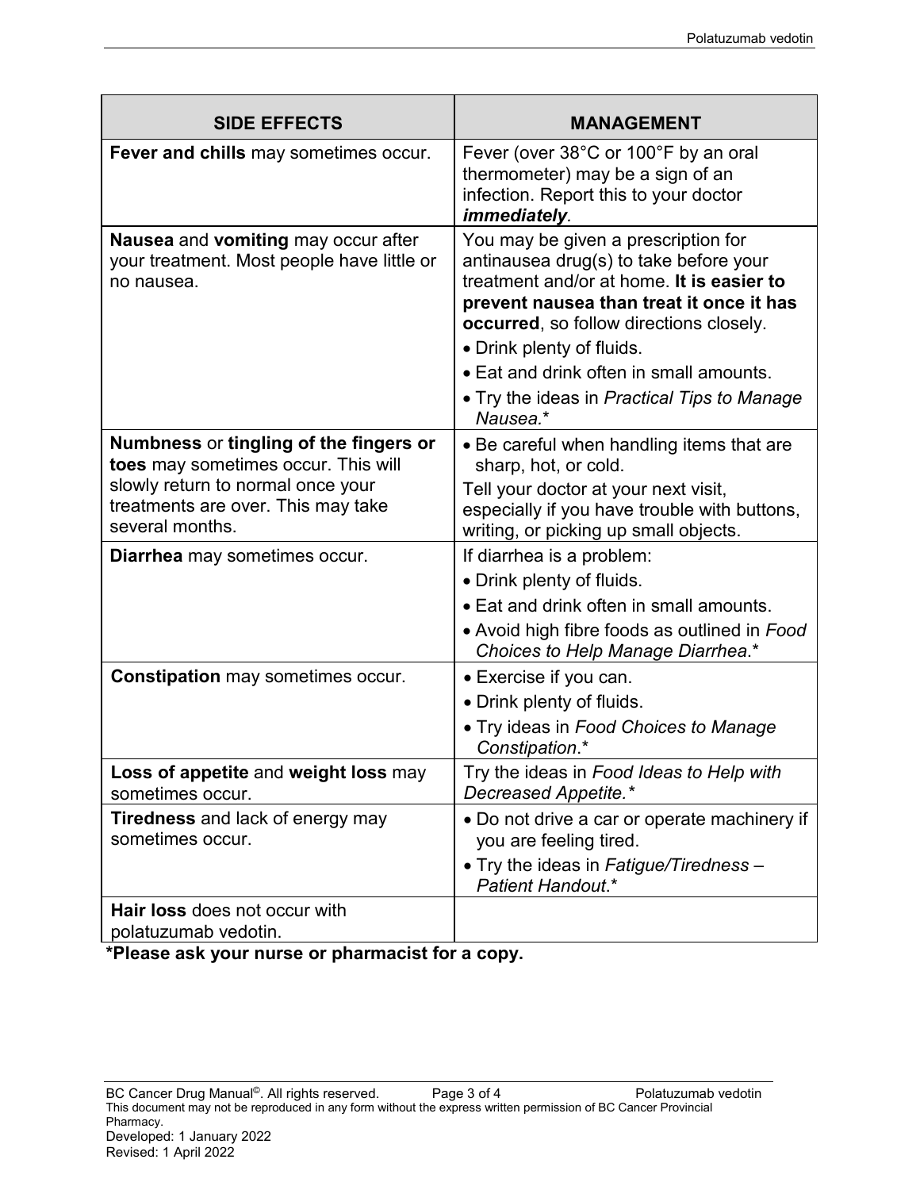| SIDE EFFECTS | MANAGEMENT |
|---|---|
| **Fever and chills** may sometimes occur. | Fever (over 38°C or 100°F by an oral thermometer) may be a sign of an infection. Report this to your doctor ***immediately***. |
| **Nausea** and **vomiting** may occur after your treatment. Most people have little or no nausea. | You may be given a prescription for antinausea drug(s) to take before your treatment and/or at home. **It is easier to prevent nausea than treat it once it has occurred**, so follow directions closely.<br>• Drink plenty of fluids.<br>• Eat and drink often in small amounts.<br>• Try the ideas in *Practical Tips to Manage Nausea.*\* |
| **Numbness** or **tingling of the fingers or toes** may sometimes occur. This will slowly return to normal once your treatments are over. This may take several months. | • Be careful when handling items that are sharp, hot, or cold.<br>Tell your doctor at your next visit, especially if you have trouble with buttons, writing, or picking up small objects. |
| **Diarrhea** may sometimes occur. | If diarrhea is a problem:<br>• Drink plenty of fluids.<br>• Eat and drink often in small amounts.<br>• Avoid high fibre foods as outlined in *Food Choices to Help Manage Diarrhea*.\* |
| **Constipation** may sometimes occur. | • Exercise if you can.<br>• Drink plenty of fluids.<br>• Try ideas in *Food Choices to Manage Constipation*.\* |
| **Loss of appetite** and **weight loss** may sometimes occur. | Try the ideas in *Food Ideas to Help with Decreased Appetite.\** |
| **Tiredness** and lack of energy may sometimes occur. | • Do not drive a car or operate machinery if you are feeling tired.<br>• Try the ideas in *Fatigue/Tiredness – Patient Handout*.\* |
| **Hair loss** does not occur with polatuzumab vedotin. | |

**\*Please ask your nurse or pharmacist for a copy.**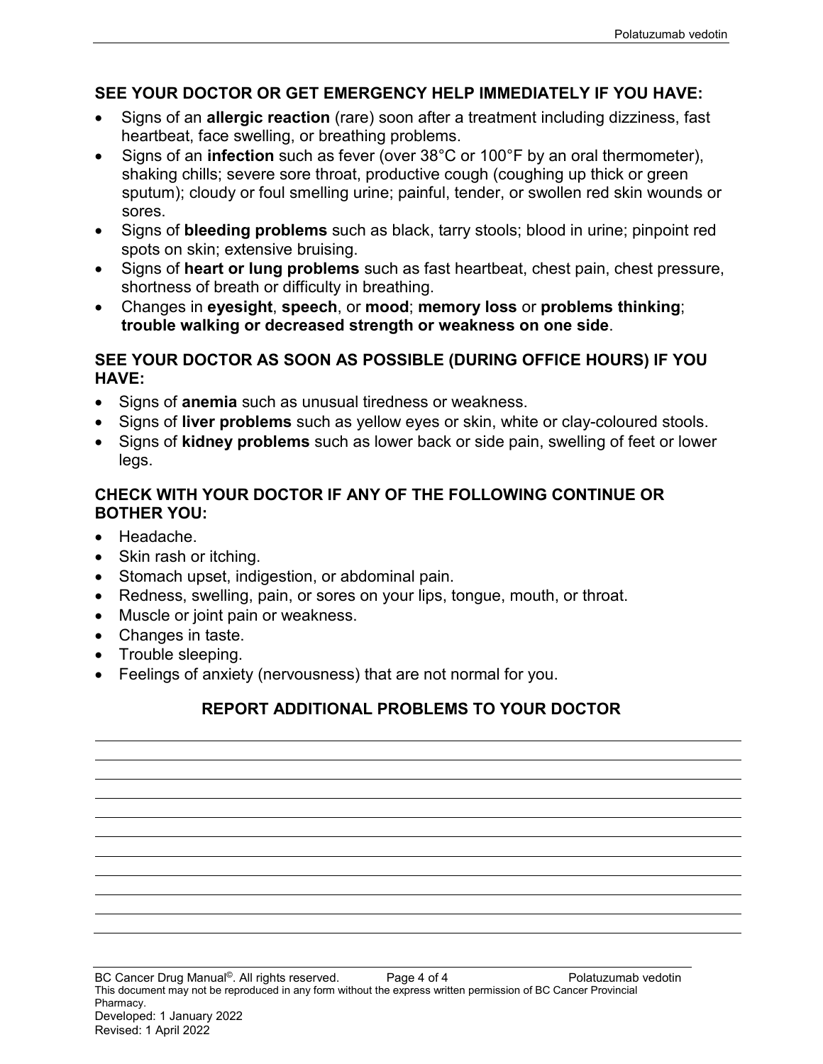## SEE YOUR DOCTOR OR GET EMERGENCY HELP IMMEDIATELY IF YOU HAVE:

- Signs of an **allergic reaction** (rare) soon after a treatment including dizziness, fast heartbeat, face swelling, or breathing problems.
- Signs of an **infection** such as fever (over 38°C or 100°F by an oral thermometer), shaking chills; severe sore throat, productive cough (coughing up thick or green sputum); cloudy or foul smelling urine; painful, tender, or swollen red skin wounds or sores.
- Signs of **bleeding problems** such as black, tarry stools; blood in urine; pinpoint red spots on skin; extensive bruising.
- Signs of **heart or lung problems** such as fast heartbeat, chest pain, chest pressure, shortness of breath or difficulty in breathing.
- Changes in **eyesight**, **speech**, or **mood**; **memory loss** or **problems thinking**; **trouble walking or decreased strength or weakness on one side**.

## SEE YOUR DOCTOR AS SOON AS POSSIBLE (DURING OFFICE HOURS) IF YOU HAVE:

- Signs of **anemia** such as unusual tiredness or weakness.
- Signs of **liver problems** such as yellow eyes or skin, white or clay-coloured stools.
- Signs of **kidney problems** such as lower back or side pain, swelling of feet or lower legs.

## CHECK WITH YOUR DOCTOR IF ANY OF THE FOLLOWING CONTINUE OR BOTHER YOU:

- Headache.
- Skin rash or itching.
- Stomach upset, indigestion, or abdominal pain.
- Redness, swelling, pain, or sores on your lips, tongue, mouth, or throat.
- Muscle or joint pain or weakness.
- Changes in taste.
- Trouble sleeping.
- Feelings of anxiety (nervousness) that are not normal for you.

## REPORT ADDITIONAL PROBLEMS TO YOUR DOCTOR

BC Cancer Drug Manual©. All rights reserved.
This document may not be reproduced in any form without the express written permission of BC Cancer Provincial Pharmacy.
Developed: 1 January 2022
Revised: 1 April 2022